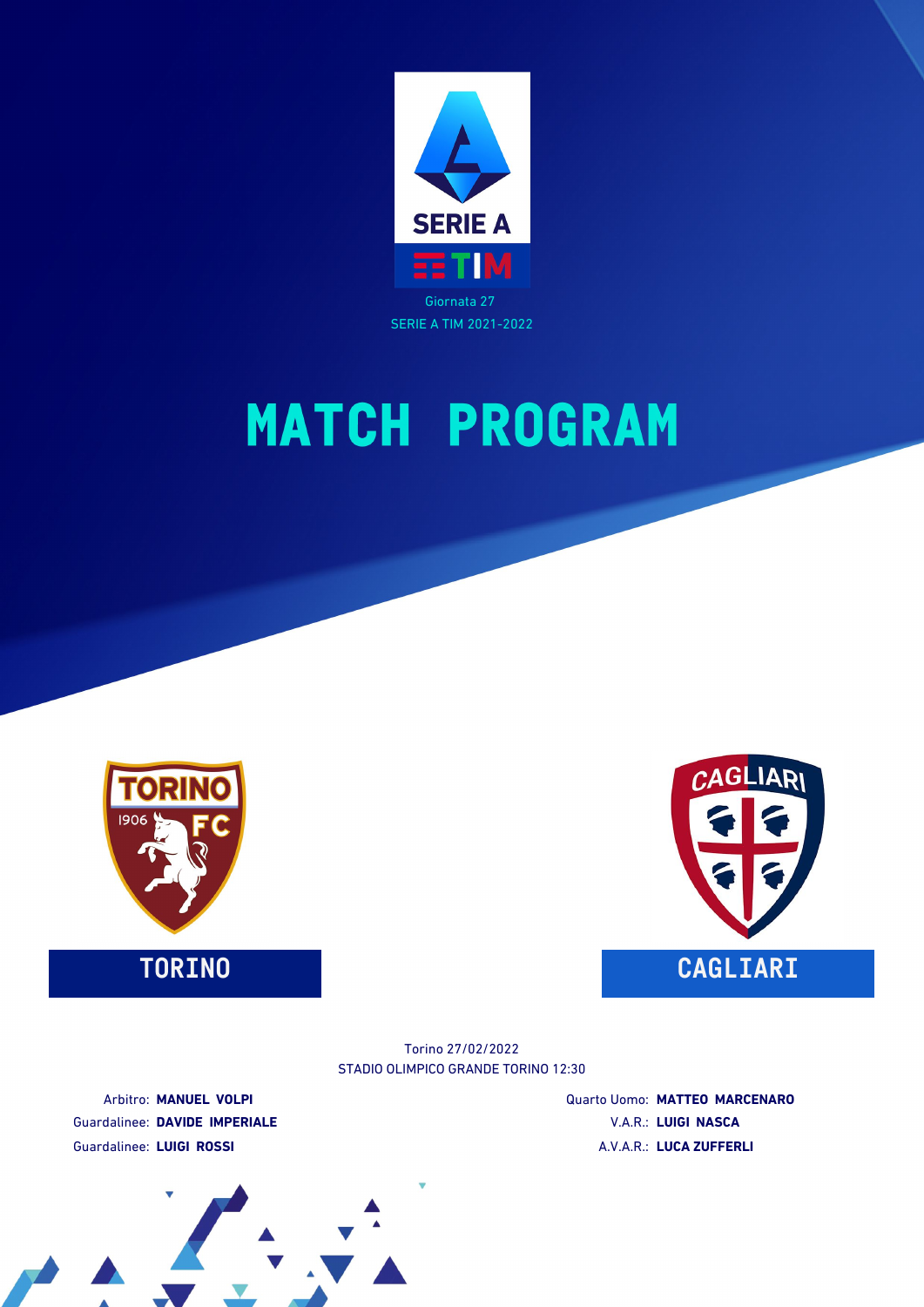Giornata 27

SERIE A TIM 2021-2022

# MATCH PROGRAM

**TORINO**

**CAGLIARI**

Torino 27/02/2022

STADIO OLIMPICO GRANDE TORINO 12:30

Arbitro: **MANUEL VOLPI**

Guardalinee: **DAVIDE IMPERIALE**

Guardalinee: **LUIGI ROSSI**

Quarto Uomo: **MATTEO MARCENARO**

V.A.R.: **LUIGI NASCA**

A.V.A.R.: **LUCA ZUFFERLI**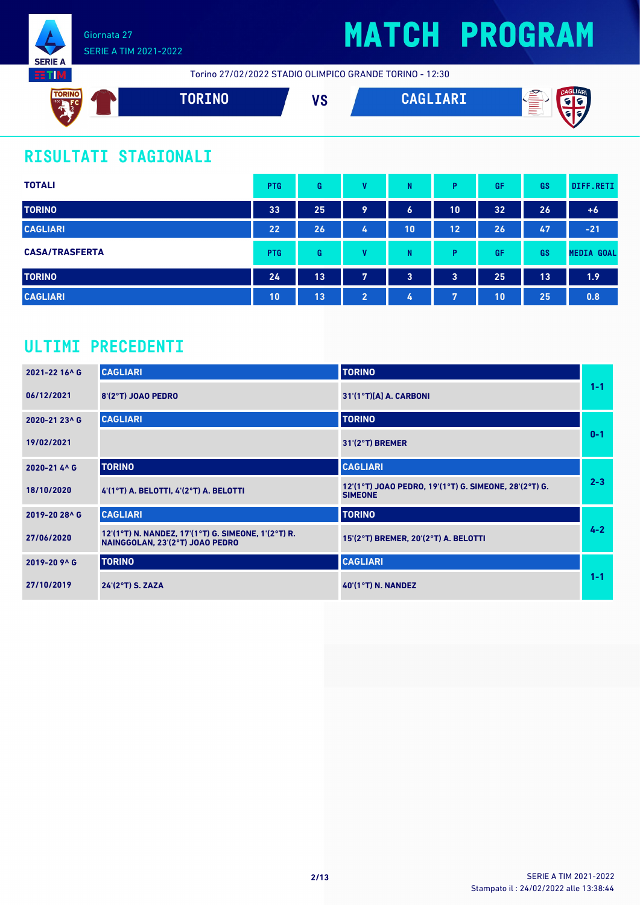Giornata 27
SERIE A TIM 2021-2022

# MATCH PROGRAM

Torino 27/02/2022 STADIO OLIMPICO GRANDE TORINO - 12:30

**TORINO** VS **CAGLIARI**

## RISULTATI STAGIONALI

| TOTALI | PTG | G | V | N | P | GF | GS | DIFF.RETI |
|---|---|---|---|---|---|---|---|---|
| TORINO | 33 | 25 | 9 | 6 | 10 | 32 | 26 | +6 |
| CAGLIARI | 22 | 26 | 4 | 10 | 12 | 26 | 47 | -21 |

| CASA/TRASFERTA | PTG | G | V | N | P | GF | GS | MEDIA GOAL |
|---|---|---|---|---|---|---|---|---|
| TORINO | 24 | 13 | 7 | 3 | 3 | 25 | 13 | 1.9 |
| CAGLIARI | 10 | 13 | 2 | 4 | 7 | 10 | 25 | 0.8 |

## ULTIMI PRECEDENTI

| Giornata / Data | Casa | Trasferta | Risultato |
|---|---|---|---|
| 2021-22 16^ G | CAGLIARI | TORINO | |
| 06/12/2021 | 8'(2°T) JOAO PEDRO | 31'(1°T)[A] A. CARBONI | 1-1 |
| 2020-21 23^ G | CAGLIARI | TORINO | |
| 19/02/2021 | | 31'(2°T) BREMER | 0-1 |
| 2020-21 4^ G | TORINO | CAGLIARI | |
| 18/10/2020 | 4'(1°T) A. BELOTTI, 4'(2°T) A. BELOTTI | 12'(1°T) JOAO PEDRO, 19'(1°T) G. SIMEONE, 28'(2°T) G. SIMEONE | 2-3 |
| 2019-20 28^ G | CAGLIARI | TORINO | |
| 27/06/2020 | 12'(1°T) N. NANDEZ, 17'(1°T) G. SIMEONE, 1'(2°T) R. NAINGGOLAN, 23'(2°T) JOAO PEDRO | 15'(2°T) BREMER, 20'(2°T) A. BELOTTI | 4-2 |
| 2019-20 9^ G | TORINO | CAGLIARI | |
| 27/10/2019 | 24'(2°T) S. ZAZA | 40'(1°T) N. NANDEZ | 1-1 |

SERIE A TIM 2021-2022
Stampato il : 24/02/2022 alle 13:38:44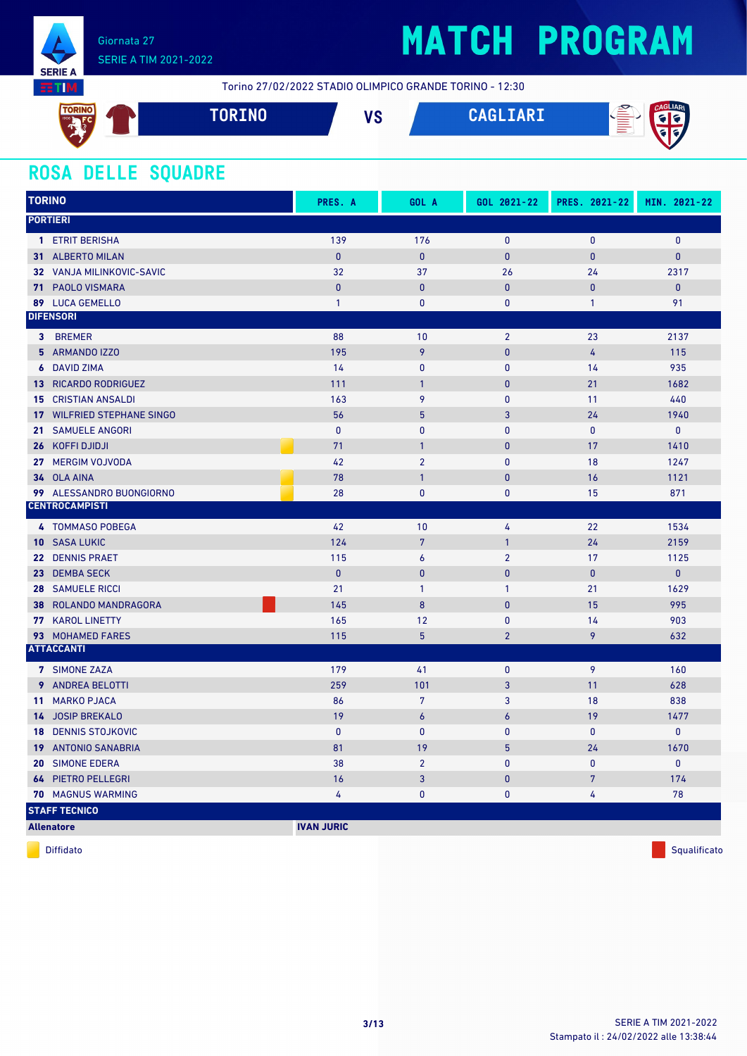# MATCH PROGRAM

Giornata 27
SERIE A TIM 2021-2022

Torino 27/02/2022 STADIO OLIMPICO GRANDE TORINO - 12:30

**TORINO** VS **CAGLIARI**

## ROSA DELLE SQUADRE

| TORINO | PRES. A | GOL A | GOL 2021-22 | PRES. 2021-22 | MIN. 2021-22 |
|---|---|---|---|---|---|
| **PORTIERI** | | | | | |
| **1** ETRIT BERISHA | 139 | 176 | 0 | 0 | 0 |
| **31** ALBERTO MILAN | 0 | 0 | 0 | 0 | 0 |
| **32** VANJA MILINKOVIC-SAVIC | 32 | 37 | 26 | 24 | 2317 |
| **71** PAOLO VISMARA | 0 | 0 | 0 | 0 | 0 |
| **89** LUCA GEMELLO | 1 | 0 | 0 | 1 | 91 |
| **DIFENSORI** | | | | | |
| **3** BREMER | 88 | 10 | 2 | 23 | 2137 |
| **5** ARMANDO IZZO | 195 | 9 | 0 | 4 | 115 |
| **6** DAVID ZIMA | 14 | 0 | 0 | 14 | 935 |
| **13** RICARDO RODRIGUEZ | 111 | 1 | 0 | 21 | 1682 |
| **15** CRISTIAN ANSALDI | 163 | 9 | 0 | 11 | 440 |
| **17** WILFRIED STEPHANE SINGO | 56 | 5 | 3 | 24 | 1940 |
| **21** SAMUELE ANGORI | 0 | 0 | 0 | 0 | 0 |
| **26** KOFFI DJIDJI (Diffidato) | 71 | 1 | 0 | 17 | 1410 |
| **27** MERGIM VOJVODA | 42 | 2 | 0 | 18 | 1247 |
| **34** OLA AINA (Diffidato) | 78 | 1 | 0 | 16 | 1121 |
| **99** ALESSANDRO BUONGIORNO (Diffidato) | 28 | 0 | 0 | 15 | 871 |
| **CENTROCAMPISTI** | | | | | |
| **4** TOMMASO POBEGA | 42 | 10 | 4 | 22 | 1534 |
| **10** SASA LUKIC | 124 | 7 | 1 | 24 | 2159 |
| **22** DENNIS PRAET | 115 | 6 | 2 | 17 | 1125 |
| **23** DEMBA SECK | 0 | 0 | 0 | 0 | 0 |
| **28** SAMUELE RICCI | 21 | 1 | 1 | 21 | 1629 |
| **38** ROLANDO MANDRAGORA (Squalificato) | 145 | 8 | 0 | 15 | 995 |
| **77** KAROL LINETTY | 165 | 12 | 0 | 14 | 903 |
| **93** MOHAMED FARES | 115 | 5 | 2 | 9 | 632 |
| **ATTACCANTI** | | | | | |
| **7** SIMONE ZAZA | 179 | 41 | 0 | 9 | 160 |
| **9** ANDREA BELOTTI | 259 | 101 | 3 | 11 | 628 |
| **11** MARKO PJACA | 86 | 7 | 3 | 18 | 838 |
| **14** JOSIP BREKALO | 19 | 6 | 6 | 19 | 1477 |
| **18** DENNIS STOJKOVIC | 0 | 0 | 0 | 0 | 0 |
| **19** ANTONIO SANABRIA | 81 | 19 | 5 | 24 | 1670 |
| **20** SIMONE EDERA | 38 | 2 | 0 | 0 | 0 |
| **64** PIETRO PELLEGRI | 16 | 3 | 0 | 7 | 174 |
| **70** MAGNUS WARMING | 4 | 0 | 0 | 4 | 78 |
| **STAFF TECNICO** | | | | | |
| **Allenatore** | **IVAN JURIC** | | | | |

Diffidato — Squalificato

SERIE A TIM 2021-2022
Stampato il : 24/02/2022 alle 13:38:44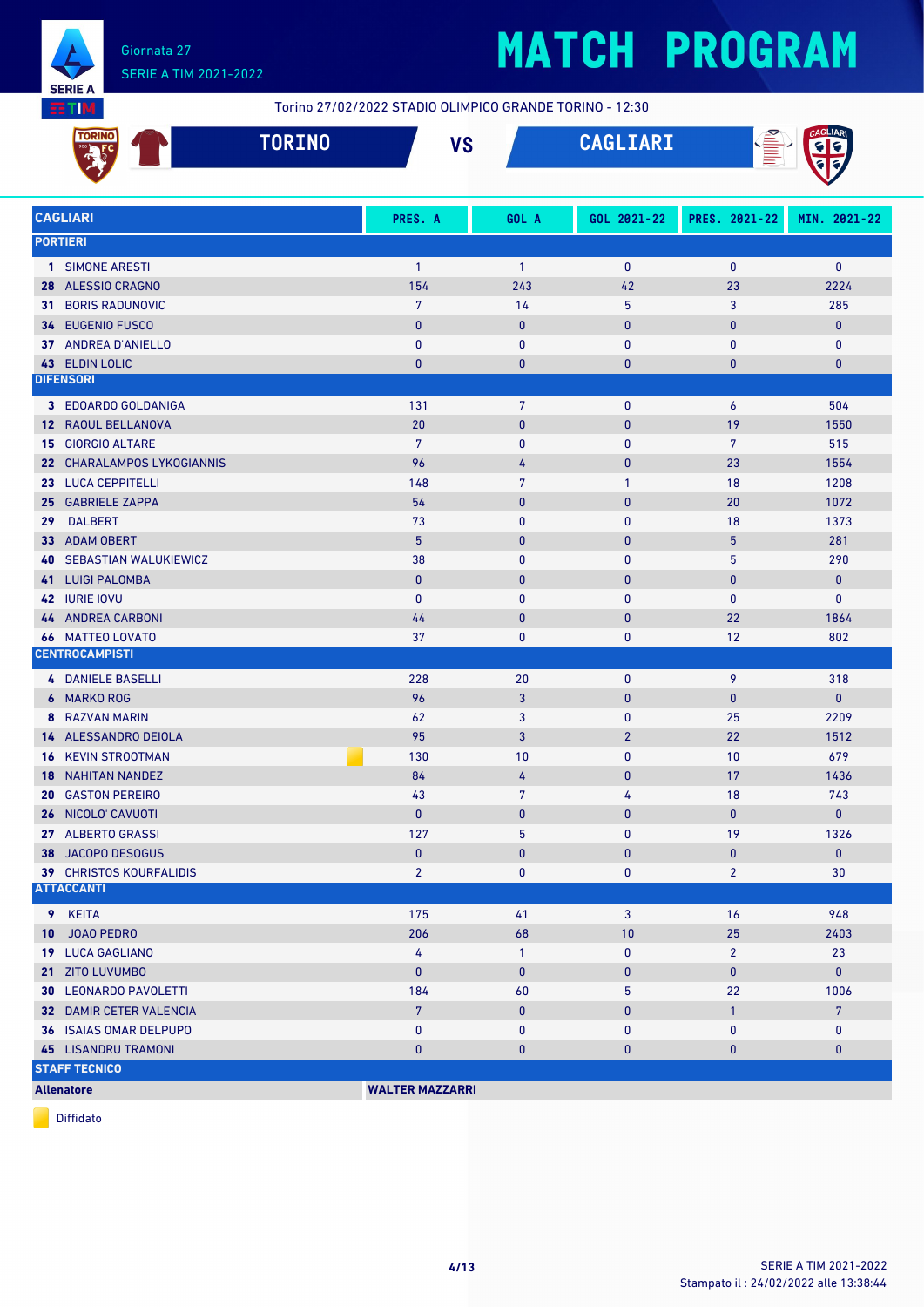# MATCH PROGRAM

Giornata 27
SERIE A TIM 2021-2022

Torino 27/02/2022 STADIO OLIMPICO GRANDE TORINO - 12:30

## TORINO VS CAGLIARI

| CAGLIARI | PRES. A | GOL A | GOL 2021-22 | PRES. 2021-22 | MIN. 2021-22 |
|---|---|---|---|---|---|
| **PORTIERI** | | | | | |
| 1 SIMONE ARESTI | 1 | 1 | 0 | 0 | 0 |
| 28 ALESSIO CRAGNO | 154 | 243 | 42 | 23 | 2224 |
| 31 BORIS RADUNOVIC | 7 | 14 | 5 | 3 | 285 |
| 34 EUGENIO FUSCO | 0 | 0 | 0 | 0 | 0 |
| 37 ANDREA D'ANIELLO | 0 | 0 | 0 | 0 | 0 |
| 43 ELDIN LOLIC | 0 | 0 | 0 | 0 | 0 |
| **DIFENSORI** | | | | | |
| 3 EDOARDO GOLDANIGA | 131 | 7 | 0 | 6 | 504 |
| 12 RAOUL BELLANOVA | 20 | 0 | 0 | 19 | 1550 |
| 15 GIORGIO ALTARE | 7 | 0 | 0 | 7 | 515 |
| 22 CHARALAMPOS LYKOGIANNIS | 96 | 4 | 0 | 23 | 1554 |
| 23 LUCA CEPPITELLI | 148 | 7 | 1 | 18 | 1208 |
| 25 GABRIELE ZAPPA | 54 | 0 | 0 | 20 | 1072 |
| 29 DALBERT | 73 | 0 | 0 | 18 | 1373 |
| 33 ADAM OBERT | 5 | 0 | 0 | 5 | 281 |
| 40 SEBASTIAN WALUKIEWICZ | 38 | 0 | 0 | 5 | 290 |
| 41 LUIGI PALOMBA | 0 | 0 | 0 | 0 | 0 |
| 42 IURIE IOVU | 0 | 0 | 0 | 0 | 0 |
| 44 ANDREA CARBONI | 44 | 0 | 0 | 22 | 1864 |
| 66 MATTEO LOVATO | 37 | 0 | 0 | 12 | 802 |
| **CENTROCAMPISTI** | | | | | |
| 4 DANIELE BASELLI | 228 | 20 | 0 | 9 | 318 |
| 6 MARKO ROG | 96 | 3 | 0 | 0 | 0 |
| 8 RAZVAN MARIN | 62 | 3 | 0 | 25 | 2209 |
| 14 ALESSANDRO DEIOLA | 95 | 3 | 2 | 22 | 1512 |
| 16 KEVIN STROOTMAN (Diffidato) | 130 | 10 | 0 | 10 | 679 |
| 18 NAHITAN NANDEZ | 84 | 4 | 0 | 17 | 1436 |
| 20 GASTON PEREIRO | 43 | 7 | 4 | 18 | 743 |
| 26 NICOLO' CAVUOTI | 0 | 0 | 0 | 0 | 0 |
| 27 ALBERTO GRASSI | 127 | 5 | 0 | 19 | 1326 |
| 38 JACOPO DESOGUS | 0 | 0 | 0 | 0 | 0 |
| 39 CHRISTOS KOURFALIDIS | 2 | 0 | 0 | 2 | 30 |
| **ATTACCANTI** | | | | | |
| 9 KEITA | 175 | 41 | 3 | 16 | 948 |
| 10 JOAO PEDRO | 206 | 68 | 10 | 25 | 2403 |
| 19 LUCA GAGLIANO | 4 | 1 | 0 | 2 | 23 |
| 21 ZITO LUVUMBO | 0 | 0 | 0 | 0 | 0 |
| 30 LEONARDO PAVOLETTI | 184 | 60 | 5 | 22 | 1006 |
| 32 DAMIR CETER VALENCIA | 7 | 0 | 0 | 1 | 7 |
| 36 ISAIAS OMAR DELPUPO | 0 | 0 | 0 | 0 | 0 |
| 45 LISANDRU TRAMONI | 0 | 0 | 0 | 0 | 0 |
| **STAFF TECNICO** | | | | | |
| **Allenatore** | **WALTER MAZZARRI** | | | | |

Diffidato

SERIE A TIM 2021-2022
Stampato il : 24/02/2022 alle 13:38:44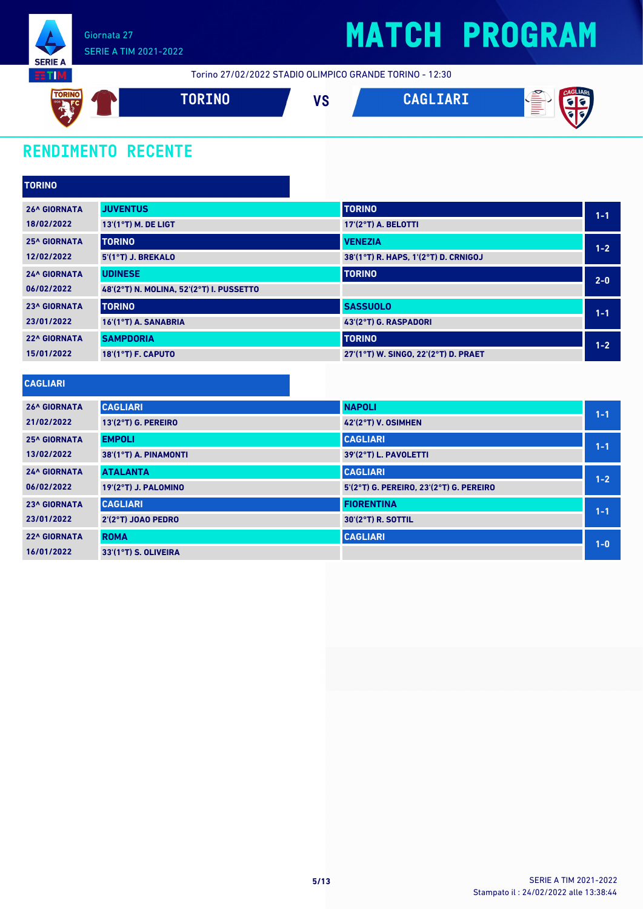Giornata 27
SERIE A TIM 2021-2022

# MATCH PROGRAM

Torino 27/02/2022 STADIO OLIMPICO GRANDE TORINO - 12:30

**TORINO** VS **CAGLIARI**

## RENDIMENTO RECENTE

### TORINO

| Giornata | Casa | Trasferta | Risultato |
|---|---|---|---|
| 26^ GIORNATA<br>18/02/2022 | JUVENTUS<br>13'(1°T) M. DE LIGT | TORINO<br>17'(2°T) A. BELOTTI | 1-1 |
| 25^ GIORNATA<br>12/02/2022 | TORINO<br>5'(1°T) J. BREKALO | VENEZIA<br>38'(1°T) R. HAPS, 1'(2°T) D. CRNIGOJ | 1-2 |
| 24^ GIORNATA<br>06/02/2022 | UDINESE<br>48'(2°T) N. MOLINA, 52'(2°T) I. PUSSETTO | TORINO | 2-0 |
| 23^ GIORNATA<br>23/01/2022 | TORINO<br>16'(1°T) A. SANABRIA | SASSUOLO<br>43'(2°T) G. RASPADORI | 1-1 |
| 22^ GIORNATA<br>15/01/2022 | SAMPDORIA<br>18'(1°T) F. CAPUTO | TORINO<br>27'(1°T) W. SINGO, 22'(2°T) D. PRAET | 1-2 |

### CAGLIARI

| Giornata | Casa | Trasferta | Risultato |
|---|---|---|---|
| 26^ GIORNATA<br>21/02/2022 | CAGLIARI<br>13'(2°T) G. PEREIRO | NAPOLI<br>42'(2°T) V. OSIMHEN | 1-1 |
| 25^ GIORNATA<br>13/02/2022 | EMPOLI<br>38'(1°T) A. PINAMONTI | CAGLIARI<br>39'(2°T) L. PAVOLETTI | 1-1 |
| 24^ GIORNATA<br>06/02/2022 | ATALANTA<br>19'(2°T) J. PALOMINO | CAGLIARI<br>5'(2°T) G. PEREIRO, 23'(2°T) G. PEREIRO | 1-2 |
| 23^ GIORNATA<br>23/01/2022 | CAGLIARI<br>2'(2°T) JOAO PEDRO | FIORENTINA<br>30'(2°T) R. SOTTIL | 1-1 |
| 22^ GIORNATA<br>16/01/2022 | ROMA<br>33'(1°T) S. OLIVEIRA | CAGLIARI | 1-0 |

Stampato il : 24/02/2022 alle 13:38:44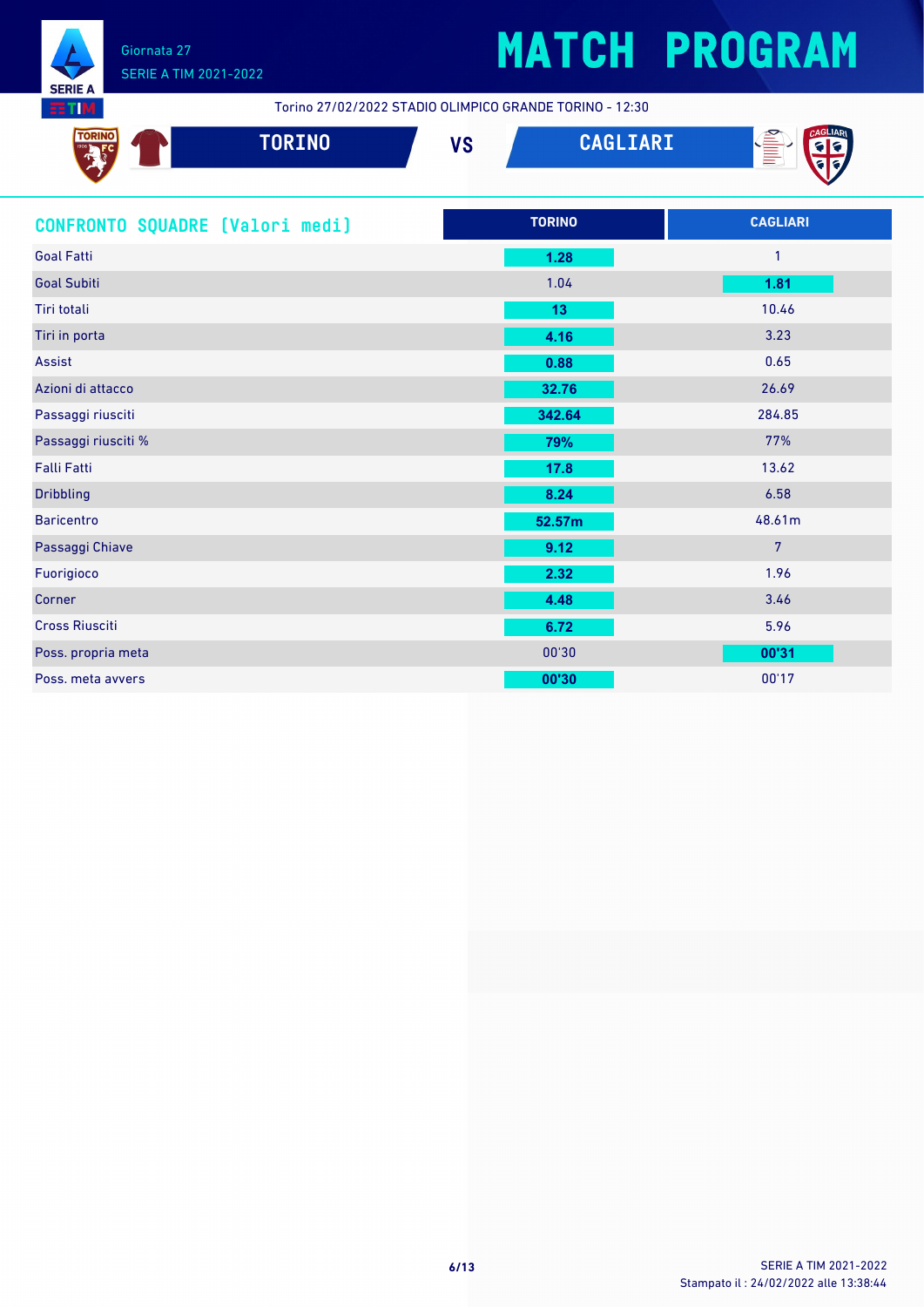# MATCH PROGRAM

Giornata 27
SERIE A TIM 2021-2022

Torino 27/02/2022 STADIO OLIMPICO GRANDE TORINO - 12:30

## TORINO VS CAGLIARI

| CONFRONTO SQUADRE (Valori medi) | TORINO | CAGLIARI |
|---|---|---|
| Goal Fatti | **1.28** | 1 |
| Goal Subiti | 1.04 | **1.81** |
| Tiri totali | **13** | 10.46 |
| Tiri in porta | **4.16** | 3.23 |
| Assist | **0.88** | 0.65 |
| Azioni di attacco | **32.76** | 26.69 |
| Passaggi riusciti | **342.64** | 284.85 |
| Passaggi riusciti % | **79%** | 77% |
| Falli Fatti | **17.8** | 13.62 |
| Dribbling | **8.24** | 6.58 |
| Baricentro | **52.57m** | 48.61m |
| Passaggi Chiave | **9.12** | 7 |
| Fuorigioco | **2.32** | 1.96 |
| Corner | **4.48** | 3.46 |
| Cross Riusciti | **6.72** | 5.96 |
| Poss. propria meta | 00'30 | **00'31** |
| Poss. meta avvers | **00'30** | 00'17 |

SERIE A TIM 2021-2022
Stampato il : 24/02/2022 alle 13:38:44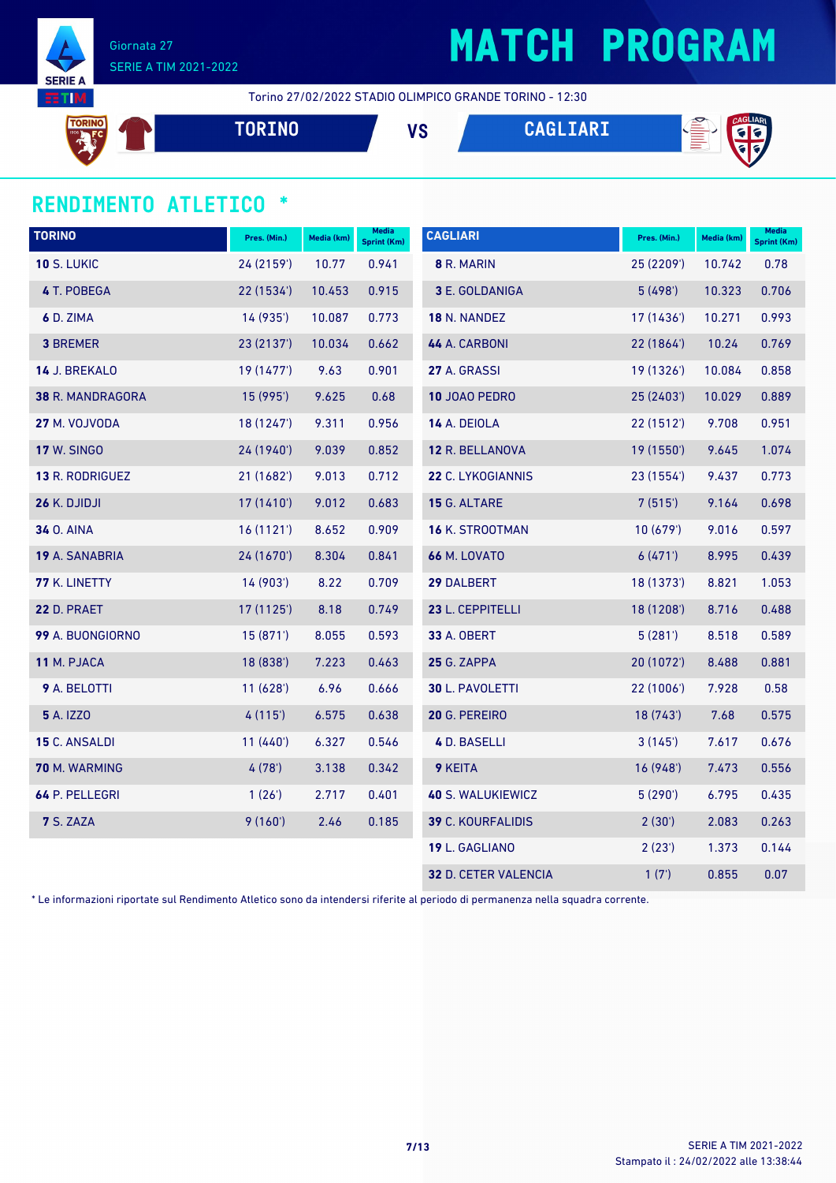# MATCH PROGRAM

Giornata 27
SERIE A TIM 2021-2022

Torino 27/02/2022 STADIO OLIMPICO GRANDE TORINO - 12:30

**TORINO** VS **CAGLIARI**

## RENDIMENTO ATLETICO *

| TORINO | Pres. (Min.) | Media (km) | Media Sprint (Km) |
|---|---|---|---|
| **10** S. LUKIC | 24 (2159') | 10.77 | 0.941 |
| **4** T. POBEGA | 22 (1534') | 10.453 | 0.915 |
| **6** D. ZIMA | 14 (935') | 10.087 | 0.773 |
| **3** BREMER | 23 (2137') | 10.034 | 0.662 |
| **14** J. BREKALO | 19 (1477') | 9.63 | 0.901 |
| **38** R. MANDRAGORA | 15 (995') | 9.625 | 0.68 |
| **27** M. VOJVODA | 18 (1247') | 9.311 | 0.956 |
| **17** W. SINGO | 24 (1940') | 9.039 | 0.852 |
| **13** R. RODRIGUEZ | 21 (1682') | 9.013 | 0.712 |
| **26** K. DJIDJI | 17 (1410') | 9.012 | 0.683 |
| **34** O. AINA | 16 (1121') | 8.652 | 0.909 |
| **19** A. SANABRIA | 24 (1670') | 8.304 | 0.841 |
| **77** K. LINETTY | 14 (903') | 8.22 | 0.709 |
| **22** D. PRAET | 17 (1125') | 8.18 | 0.749 |
| **99** A. BUONGIORNO | 15 (871') | 8.055 | 0.593 |
| **11** M. PJACA | 18 (838') | 7.223 | 0.463 |
| **9** A. BELOTTI | 11 (628') | 6.96 | 0.666 |
| **5** A. IZZO | 4 (115') | 6.575 | 0.638 |
| **15** C. ANSALDI | 11 (440') | 6.327 | 0.546 |
| **70** M. WARMING | 4 (78') | 3.138 | 0.342 |
| **64** P. PELLEGRI | 1 (26') | 2.717 | 0.401 |
| **7** S. ZAZA | 9 (160') | 2.46 | 0.185 |

| CAGLIARI | Pres. (Min.) | Media (km) | Media Sprint (Km) |
|---|---|---|---|
| **8** R. MARIN | 25 (2209') | 10.742 | 0.78 |
| **3** E. GOLDANIGA | 5 (498') | 10.323 | 0.706 |
| **18** N. NANDEZ | 17 (1436') | 10.271 | 0.993 |
| **44** A. CARBONI | 22 (1864') | 10.24 | 0.769 |
| **27** A. GRASSI | 19 (1326') | 10.084 | 0.858 |
| **10** JOAO PEDRO | 25 (2403') | 10.029 | 0.889 |
| **14** A. DEIOLA | 22 (1512') | 9.708 | 0.951 |
| **12** R. BELLANOVA | 19 (1550') | 9.645 | 1.074 |
| **22** C. LYKOGIANNIS | 23 (1554') | 9.437 | 0.773 |
| **15** G. ALTARE | 7 (515') | 9.164 | 0.698 |
| **16** K. STROOTMAN | 10 (679') | 9.016 | 0.597 |
| **66** M. LOVATO | 6 (471') | 8.995 | 0.439 |
| **29** DALBERT | 18 (1373') | 8.821 | 1.053 |
| **23** L. CEPPITELLI | 18 (1208') | 8.716 | 0.488 |
| **33** A. OBERT | 5 (281') | 8.518 | 0.589 |
| **25** G. ZAPPA | 20 (1072') | 8.488 | 0.881 |
| **30** L. PAVOLETTI | 22 (1006') | 7.928 | 0.58 |
| **20** G. PEREIRO | 18 (743') | 7.68 | 0.575 |
| **4** D. BASELLI | 3 (145') | 7.617 | 0.676 |
| **9** KEITA | 16 (948') | 7.473 | 0.556 |
| **40** S. WALUKIEWICZ | 5 (290') | 6.795 | 0.435 |
| **39** C. KOURFALIDIS | 2 (30') | 2.083 | 0.263 |
| **19** L. GAGLIANO | 2 (23') | 1.373 | 0.144 |
| **32** D. CETER VALENCIA | 1 (7') | 0.855 | 0.07 |

* Le informazioni riportate sul Rendimento Atletico sono da intendersi riferite al periodo di permanenza nella squadra corrente.

Stampato il : 24/02/2022 alle 13:38:44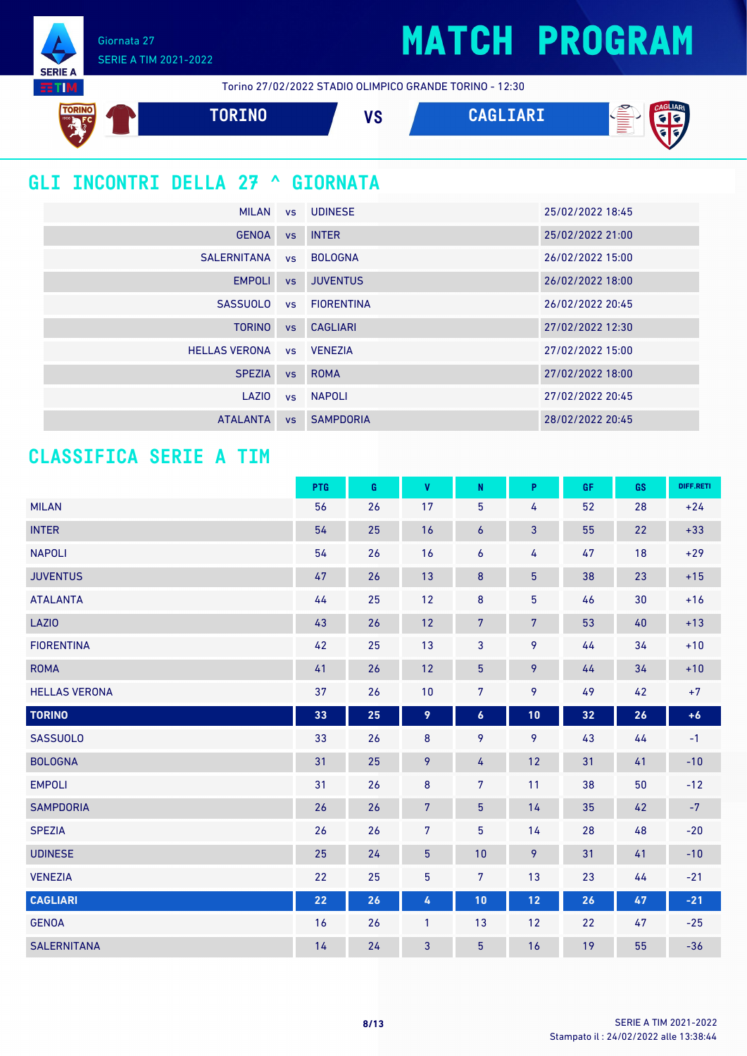# MATCH PROGRAM

Giornata 27
SERIE A TIM 2021-2022

Torino 27/02/2022 STADIO OLIMPICO GRANDE TORINO - 12:30

**TORINO** VS **CAGLIARI**

## GLI INCONTRI DELLA 27 ^ GIORNATA

| | | | |
|---|---|---|---|
| MILAN | vs | UDINESE | 25/02/2022 18:45 |
| GENOA | vs | INTER | 25/02/2022 21:00 |
| SALERNITANA | vs | BOLOGNA | 26/02/2022 15:00 |
| EMPOLI | vs | JUVENTUS | 26/02/2022 18:00 |
| SASSUOLO | vs | FIORENTINA | 26/02/2022 20:45 |
| TORINO | vs | CAGLIARI | 27/02/2022 12:30 |
| HELLAS VERONA | vs | VENEZIA | 27/02/2022 15:00 |
| SPEZIA | vs | ROMA | 27/02/2022 18:00 |
| LAZIO | vs | NAPOLI | 27/02/2022 20:45 |
| ATALANTA | vs | SAMPDORIA | 28/02/2022 20:45 |

## CLASSIFICA SERIE A TIM

| | PTG | G | V | N | P | GF | GS | DIFF.RETI |
|---|---|---|---|---|---|---|---|---|
| MILAN | 56 | 26 | 17 | 5 | 4 | 52 | 28 | +24 |
| INTER | 54 | 25 | 16 | 6 | 3 | 55 | 22 | +33 |
| NAPOLI | 54 | 26 | 16 | 6 | 4 | 47 | 18 | +29 |
| JUVENTUS | 47 | 26 | 13 | 8 | 5 | 38 | 23 | +15 |
| ATALANTA | 44 | 25 | 12 | 8 | 5 | 46 | 30 | +16 |
| LAZIO | 43 | 26 | 12 | 7 | 7 | 53 | 40 | +13 |
| FIORENTINA | 42 | 25 | 13 | 3 | 9 | 44 | 34 | +10 |
| ROMA | 41 | 26 | 12 | 5 | 9 | 44 | 34 | +10 |
| HELLAS VERONA | 37 | 26 | 10 | 7 | 9 | 49 | 42 | +7 |
| **TORINO** | **33** | **25** | **9** | **6** | **10** | **32** | **26** | **+6** |
| SASSUOLO | 33 | 26 | 8 | 9 | 9 | 43 | 44 | -1 |
| BOLOGNA | 31 | 25 | 9 | 4 | 12 | 31 | 41 | -10 |
| EMPOLI | 31 | 26 | 8 | 7 | 11 | 38 | 50 | -12 |
| SAMPDORIA | 26 | 26 | 7 | 5 | 14 | 35 | 42 | -7 |
| SPEZIA | 26 | 26 | 7 | 5 | 14 | 28 | 48 | -20 |
| UDINESE | 25 | 24 | 5 | 10 | 9 | 31 | 41 | -10 |
| VENEZIA | 22 | 25 | 5 | 7 | 13 | 23 | 44 | -21 |
| **CAGLIARI** | **22** | **26** | **4** | **10** | **12** | **26** | **47** | **-21** |
| GENOA | 16 | 26 | 1 | 13 | 12 | 22 | 47 | -25 |
| SALERNITANA | 14 | 24 | 3 | 5 | 16 | 19 | 55 | -36 |

Stampato il : 24/02/2022 alle 13:38:44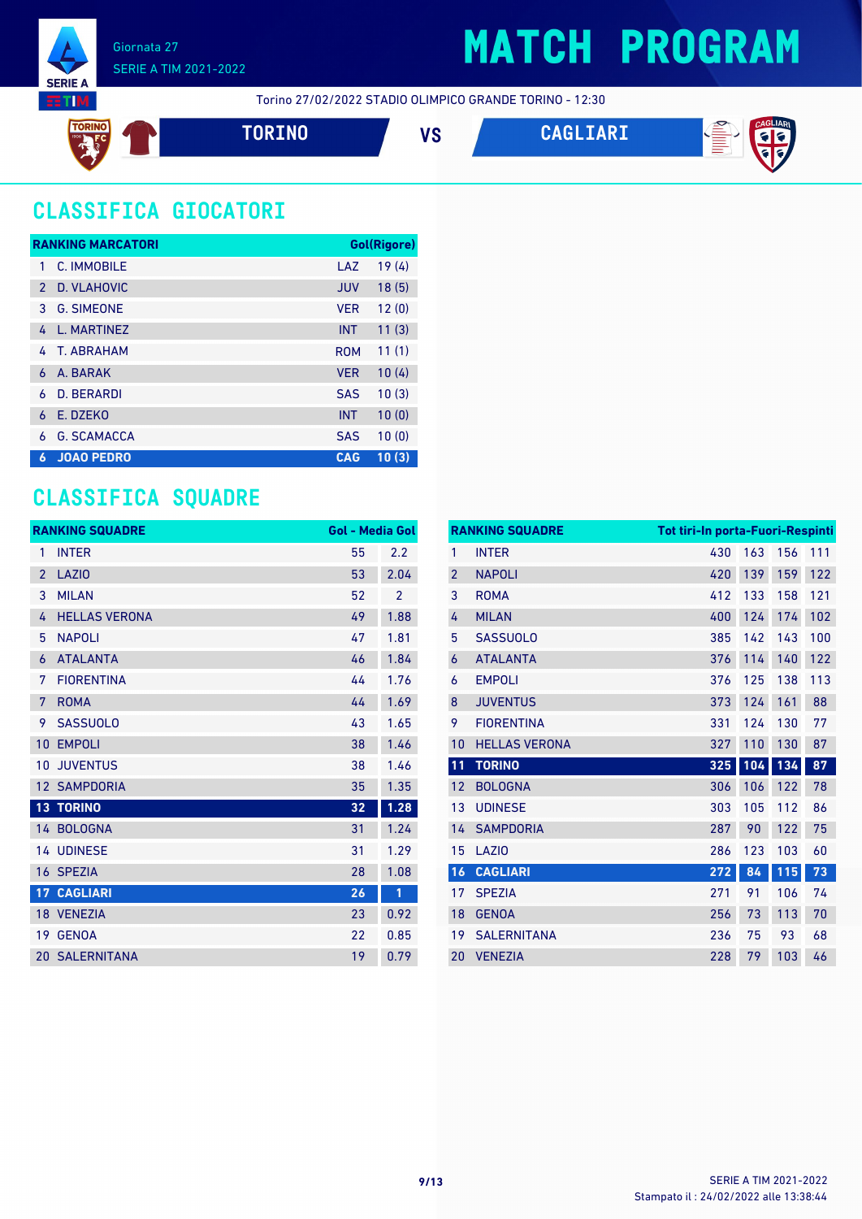Giornata 27

SERIE A TIM 2021-2022

# MATCH PROGRAM

Torino 27/02/2022 STADIO OLIMPICO GRANDE TORINO - 12:30

**TORINO** VS **CAGLIARI**

## CLASSIFICA GIOCATORI

| RANKING MARCATORI | | | Gol(Rigore) |
|---|---|---|---|
| 1 | C. IMMOBILE | LAZ | 19 (4) |
| 2 | D. VLAHOVIC | JUV | 18 (5) |
| 3 | G. SIMEONE | VER | 12 (0) |
| 4 | L. MARTINEZ | INT | 11 (3) |
| 4 | T. ABRAHAM | ROM | 11 (1) |
| 6 | A. BARAK | VER | 10 (4) |
| 6 | D. BERARDI | SAS | 10 (3) |
| 6 | E. DZEKO | INT | 10 (0) |
| 6 | G. SCAMACCA | SAS | 10 (0) |
| **6** | **JOAO PEDRO** | **CAG** | **10 (3)** |

## CLASSIFICA SQUADRE

| RANKING SQUADRE | | Gol | Media Gol |
|---|---|---|---|
| 1 | INTER | 55 | 2.2 |
| 2 | LAZIO | 53 | 2.04 |
| 3 | MILAN | 52 | 2 |
| 4 | HELLAS VERONA | 49 | 1.88 |
| 5 | NAPOLI | 47 | 1.81 |
| 6 | ATALANTA | 46 | 1.84 |
| 7 | FIORENTINA | 44 | 1.76 |
| 7 | ROMA | 44 | 1.69 |
| 9 | SASSUOLO | 43 | 1.65 |
| 10 | EMPOLI | 38 | 1.46 |
| 10 | JUVENTUS | 38 | 1.46 |
| 12 | SAMPDORIA | 35 | 1.35 |
| **13** | **TORINO** | **32** | **1.28** |
| 14 | BOLOGNA | 31 | 1.24 |
| 14 | UDINESE | 31 | 1.29 |
| 16 | SPEZIA | 28 | 1.08 |
| **17** | **CAGLIARI** | **26** | **1** |
| 18 | VENEZIA | 23 | 0.92 |
| 19 | GENOA | 22 | 0.85 |
| 20 | SALERNITANA | 19 | 0.79 |

| RANKING SQUADRE | | Tot tiri | In porta | Fuori | Respinti |
|---|---|---|---|---|---|
| 1 | INTER | 430 | 163 | 156 | 111 |
| 2 | NAPOLI | 420 | 139 | 159 | 122 |
| 3 | ROMA | 412 | 133 | 158 | 121 |
| 4 | MILAN | 400 | 124 | 174 | 102 |
| 5 | SASSUOLO | 385 | 142 | 143 | 100 |
| 6 | ATALANTA | 376 | 114 | 140 | 122 |
| 6 | EMPOLI | 376 | 125 | 138 | 113 |
| 8 | JUVENTUS | 373 | 124 | 161 | 88 |
| 9 | FIORENTINA | 331 | 124 | 130 | 77 |
| 10 | HELLAS VERONA | 327 | 110 | 130 | 87 |
| **11** | **TORINO** | **325** | **104** | **134** | **87** |
| 12 | BOLOGNA | 306 | 106 | 122 | 78 |
| 13 | UDINESE | 303 | 105 | 112 | 86 |
| 14 | SAMPDORIA | 287 | 90 | 122 | 75 |
| 15 | LAZIO | 286 | 123 | 103 | 60 |
| **16** | **CAGLIARI** | **272** | **84** | **115** | **73** |
| 17 | SPEZIA | 271 | 91 | 106 | 74 |
| 18 | GENOA | 256 | 73 | 113 | 70 |
| 19 | SALERNITANA | 236 | 75 | 93 | 68 |
| 20 | VENEZIA | 228 | 79 | 103 | 46 |

SERIE A TIM 2021-2022
Stampato il : 24/02/2022 alle 13:38:44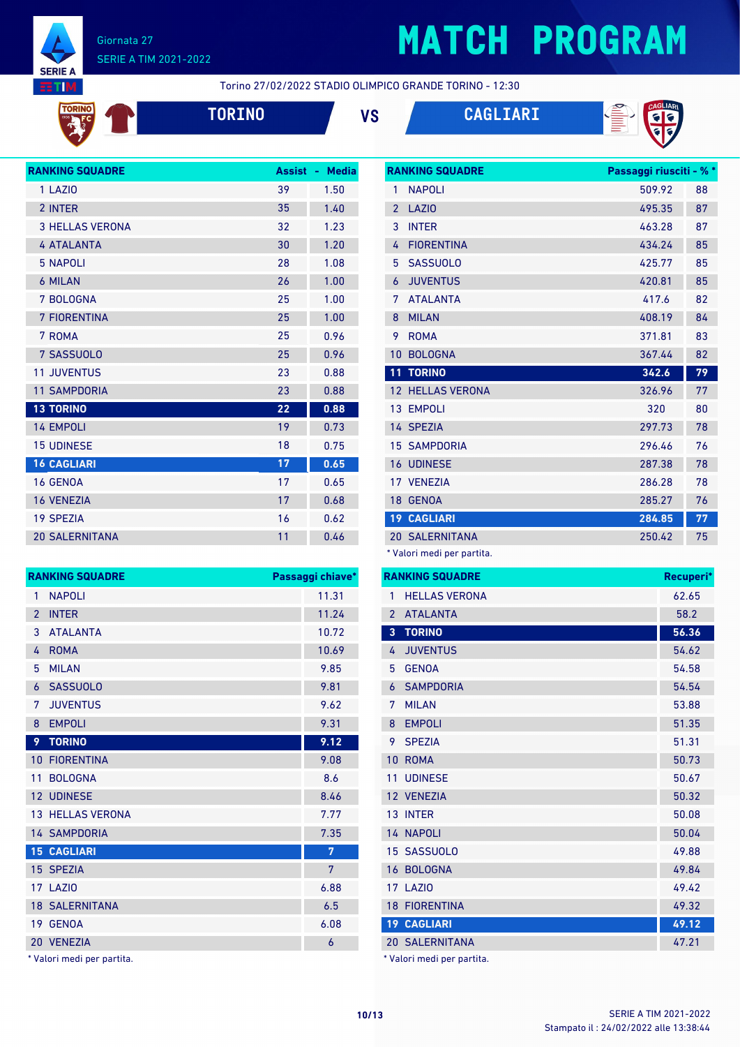# MATCH PROGRAM

Giornata 27
SERIE A TIM 2021-2022

Torino 27/02/2022 STADIO OLIMPICO GRANDE TORINO - 12:30

**TORINO** VS **CAGLIARI**

| RANKING SQUADRE | Assist | Media |
|---|---|---|
| 1 LAZIO | 39 | 1.50 |
| 2 INTER | 35 | 1.40 |
| 3 HELLAS VERONA | 32 | 1.23 |
| 4 ATALANTA | 30 | 1.20 |
| 5 NAPOLI | 28 | 1.08 |
| 6 MILAN | 26 | 1.00 |
| 7 BOLOGNA | 25 | 1.00 |
| 7 FIORENTINA | 25 | 1.00 |
| 7 ROMA | 25 | 0.96 |
| 7 SASSUOLO | 25 | 0.96 |
| 11 JUVENTUS | 23 | 0.88 |
| 11 SAMPDORIA | 23 | 0.88 |
| **13 TORINO** | **22** | **0.88** |
| 14 EMPOLI | 19 | 0.73 |
| 15 UDINESE | 18 | 0.75 |
| **16 CAGLIARI** | **17** | **0.65** |
| 16 GENOA | 17 | 0.65 |
| 16 VENEZIA | 17 | 0.68 |
| 19 SPEZIA | 16 | 0.62 |
| 20 SALERNITANA | 11 | 0.46 |

| RANKING SQUADRE | Passaggi riusciti | % * |
|---|---|---|
| 1 NAPOLI | 509.92 | 88 |
| 2 LAZIO | 495.35 | 87 |
| 3 INTER | 463.28 | 87 |
| 4 FIORENTINA | 434.24 | 85 |
| 5 SASSUOLO | 425.77 | 85 |
| 6 JUVENTUS | 420.81 | 85 |
| 7 ATALANTA | 417.6 | 82 |
| 8 MILAN | 408.19 | 84 |
| 9 ROMA | 371.81 | 83 |
| 10 BOLOGNA | 367.44 | 82 |
| **11 TORINO** | **342.6** | **79** |
| 12 HELLAS VERONA | 326.96 | 77 |
| 13 EMPOLI | 320 | 80 |
| 14 SPEZIA | 297.73 | 78 |
| 15 SAMPDORIA | 296.46 | 76 |
| 16 UDINESE | 287.38 | 78 |
| 17 VENEZIA | 286.28 | 78 |
| 18 GENOA | 285.27 | 76 |
| **19 CAGLIARI** | **284.85** | **77** |
| 20 SALERNITANA | 250.42 | 75 |

* Valori medi per partita.

| RANKING SQUADRE | Passaggi chiave* |
|---|---|
| 1 NAPOLI | 11.31 |
| 2 INTER | 11.24 |
| 3 ATALANTA | 10.72 |
| 4 ROMA | 10.69 |
| 5 MILAN | 9.85 |
| 6 SASSUOLO | 9.81 |
| 7 JUVENTUS | 9.62 |
| 8 EMPOLI | 9.31 |
| **9 TORINO** | **9.12** |
| 10 FIORENTINA | 9.08 |
| 11 BOLOGNA | 8.6 |
| 12 UDINESE | 8.46 |
| 13 HELLAS VERONA | 7.77 |
| 14 SAMPDORIA | 7.35 |
| **15 CAGLIARI** | **7** |
| 15 SPEZIA | 7 |
| 17 LAZIO | 6.88 |
| 18 SALERNITANA | 6.5 |
| 19 GENOA | 6.08 |
| 20 VENEZIA | 6 |

* Valori medi per partita.

| RANKING SQUADRE | Recuperi* |
|---|---|
| 1 HELLAS VERONA | 62.65 |
| 2 ATALANTA | 58.2 |
| **3 TORINO** | **56.36** |
| 4 JUVENTUS | 54.62 |
| 5 GENOA | 54.58 |
| 6 SAMPDORIA | 54.54 |
| 7 MILAN | 53.88 |
| 8 EMPOLI | 51.35 |
| 9 SPEZIA | 51.31 |
| 10 ROMA | 50.73 |
| 11 UDINESE | 50.67 |
| 12 VENEZIA | 50.32 |
| 13 INTER | 50.08 |
| 14 NAPOLI | 50.04 |
| 15 SASSUOLO | 49.88 |
| 16 BOLOGNA | 49.84 |
| 17 LAZIO | 49.42 |
| 18 FIORENTINA | 49.32 |
| **19 CAGLIARI** | **49.12** |
| 20 SALERNITANA | 47.21 |

* Valori medi per partita.

SERIE A TIM 2021-2022
Stampato il : 24/02/2022 alle 13:38:44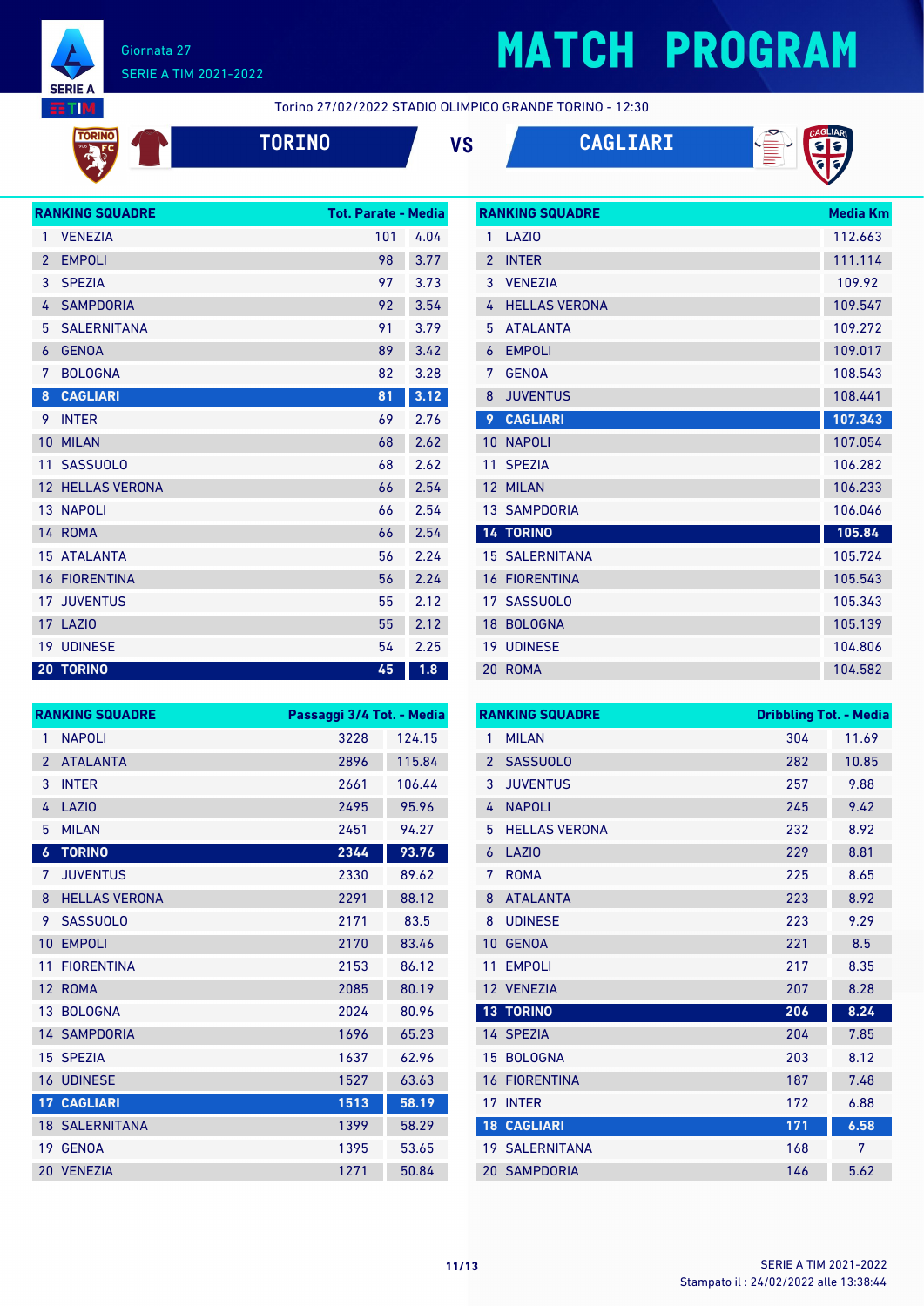Giornata 27

SERIE A TIM 2021-2022

# MATCH PROGRAM

Torino 27/02/2022 STADIO OLIMPICO GRANDE TORINO - 12:30

**TORINO** VS **CAGLIARI**

| RANKING SQUADRE | | Tot. Parate | Media |
|---|---|---|---|
| 1 | VENEZIA | 101 | 4.04 |
| 2 | EMPOLI | 98 | 3.77 |
| 3 | SPEZIA | 97 | 3.73 |
| 4 | SAMPDORIA | 92 | 3.54 |
| 5 | SALERNITANA | 91 | 3.79 |
| 6 | GENOA | 89 | 3.42 |
| 7 | BOLOGNA | 82 | 3.28 |
| **8** | **CAGLIARI** | **81** | **3.12** |
| 9 | INTER | 69 | 2.76 |
| 10 | MILAN | 68 | 2.62 |
| 11 | SASSUOLO | 68 | 2.62 |
| 12 | HELLAS VERONA | 66 | 2.54 |
| 13 | NAPOLI | 66 | 2.54 |
| 14 | ROMA | 66 | 2.54 |
| 15 | ATALANTA | 56 | 2.24 |
| 16 | FIORENTINA | 56 | 2.24 |
| 17 | JUVENTUS | 55 | 2.12 |
| 17 | LAZIO | 55 | 2.12 |
| 19 | UDINESE | 54 | 2.25 |
| **20** | **TORINO** | **45** | **1.8** |

| RANKING SQUADRE | | Media Km |
|---|---|---|
| 1 | LAZIO | 112.663 |
| 2 | INTER | 111.114 |
| 3 | VENEZIA | 109.92 |
| 4 | HELLAS VERONA | 109.547 |
| 5 | ATALANTA | 109.272 |
| 6 | EMPOLI | 109.017 |
| 7 | GENOA | 108.543 |
| 8 | JUVENTUS | 108.441 |
| **9** | **CAGLIARI** | **107.343** |
| 10 | NAPOLI | 107.054 |
| 11 | SPEZIA | 106.282 |
| 12 | MILAN | 106.233 |
| 13 | SAMPDORIA | 106.046 |
| **14** | **TORINO** | **105.84** |
| 15 | SALERNITANA | 105.724 |
| 16 | FIORENTINA | 105.543 |
| 17 | SASSUOLO | 105.343 |
| 18 | BOLOGNA | 105.139 |
| 19 | UDINESE | 104.806 |
| 20 | ROMA | 104.582 |

| RANKING SQUADRE | | Passaggi 3/4 Tot. | Media |
|---|---|---|---|
| 1 | NAPOLI | 3228 | 124.15 |
| 2 | ATALANTA | 2896 | 115.84 |
| 3 | INTER | 2661 | 106.44 |
| 4 | LAZIO | 2495 | 95.96 |
| 5 | MILAN | 2451 | 94.27 |
| **6** | **TORINO** | **2344** | **93.76** |
| 7 | JUVENTUS | 2330 | 89.62 |
| 8 | HELLAS VERONA | 2291 | 88.12 |
| 9 | SASSUOLO | 2171 | 83.5 |
| 10 | EMPOLI | 2170 | 83.46 |
| 11 | FIORENTINA | 2153 | 86.12 |
| 12 | ROMA | 2085 | 80.19 |
| 13 | BOLOGNA | 2024 | 80.96 |
| 14 | SAMPDORIA | 1696 | 65.23 |
| 15 | SPEZIA | 1637 | 62.96 |
| 16 | UDINESE | 1527 | 63.63 |
| **17** | **CAGLIARI** | **1513** | **58.19** |
| 18 | SALERNITANA | 1399 | 58.29 |
| 19 | GENOA | 1395 | 53.65 |
| 20 | VENEZIA | 1271 | 50.84 |

| RANKING SQUADRE | | Dribbling Tot. | Media |
|---|---|---|---|
| 1 | MILAN | 304 | 11.69 |
| 2 | SASSUOLO | 282 | 10.85 |
| 3 | JUVENTUS | 257 | 9.88 |
| 4 | NAPOLI | 245 | 9.42 |
| 5 | HELLAS VERONA | 232 | 8.92 |
| 6 | LAZIO | 229 | 8.81 |
| 7 | ROMA | 225 | 8.65 |
| 8 | ATALANTA | 223 | 8.92 |
| 8 | UDINESE | 223 | 9.29 |
| 10 | GENOA | 221 | 8.5 |
| 11 | EMPOLI | 217 | 8.35 |
| 12 | VENEZIA | 207 | 8.28 |
| **13** | **TORINO** | **206** | **8.24** |
| 14 | SPEZIA | 204 | 7.85 |
| 15 | BOLOGNA | 203 | 8.12 |
| 16 | FIORENTINA | 187 | 7.48 |
| 17 | INTER | 172 | 6.88 |
| **18** | **CAGLIARI** | **171** | **6.58** |
| 19 | SALERNITANA | 168 | 7 |
| 20 | SAMPDORIA | 146 | 5.62 |

Stampato il : 24/02/2022 alle 13:38:44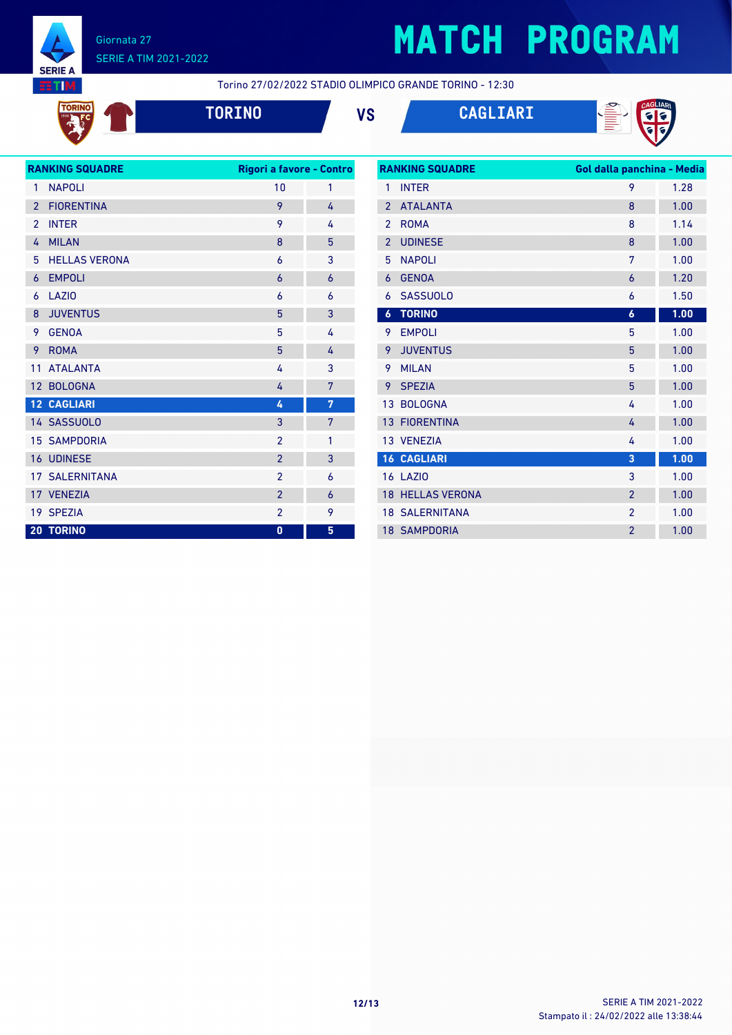# MATCH PROGRAM

Giornata 27
SERIE A TIM 2021-2022

Torino 27/02/2022 STADIO OLIMPICO GRANDE TORINO - 12:30

**TORINO** VS **CAGLIARI**

| RANKING SQUADRE | Rigori a favore | Contro |
|---|---|---|
| 1 NAPOLI | 10 | 1 |
| 2 FIORENTINA | 9 | 4 |
| 2 INTER | 9 | 4 |
| 4 MILAN | 8 | 5 |
| 5 HELLAS VERONA | 6 | 3 |
| 6 EMPOLI | 6 | 6 |
| 6 LAZIO | 6 | 6 |
| 8 JUVENTUS | 5 | 3 |
| 9 GENOA | 5 | 4 |
| 9 ROMA | 5 | 4 |
| 11 ATALANTA | 4 | 3 |
| 12 BOLOGNA | 4 | 7 |
| **12 CAGLIARI** | **4** | **7** |
| 14 SASSUOLO | 3 | 7 |
| 15 SAMPDORIA | 2 | 1 |
| 16 UDINESE | 2 | 3 |
| 17 SALERNITANA | 2 | 6 |
| 17 VENEZIA | 2 | 6 |
| 19 SPEZIA | 2 | 9 |
| **20 TORINO** | **0** | **5** |

| RANKING SQUADRE | Gol dalla panchina | Media |
|---|---|---|
| 1 INTER | 9 | 1.28 |
| 2 ATALANTA | 8 | 1.00 |
| 2 ROMA | 8 | 1.14 |
| 2 UDINESE | 8 | 1.00 |
| 5 NAPOLI | 7 | 1.00 |
| 6 GENOA | 6 | 1.20 |
| 6 SASSUOLO | 6 | 1.50 |
| **6 TORINO** | **6** | **1.00** |
| 9 EMPOLI | 5 | 1.00 |
| 9 JUVENTUS | 5 | 1.00 |
| 9 MILAN | 5 | 1.00 |
| 9 SPEZIA | 5 | 1.00 |
| 13 BOLOGNA | 4 | 1.00 |
| 13 FIORENTINA | 4 | 1.00 |
| 13 VENEZIA | 4 | 1.00 |
| **16 CAGLIARI** | **3** | **1.00** |
| 16 LAZIO | 3 | 1.00 |
| 18 HELLAS VERONA | 2 | 1.00 |
| 18 SALERNITANA | 2 | 1.00 |
| 18 SAMPDORIA | 2 | 1.00 |

SERIE A TIM 2021-2022
Stampato il : 24/02/2022 alle 13:38:44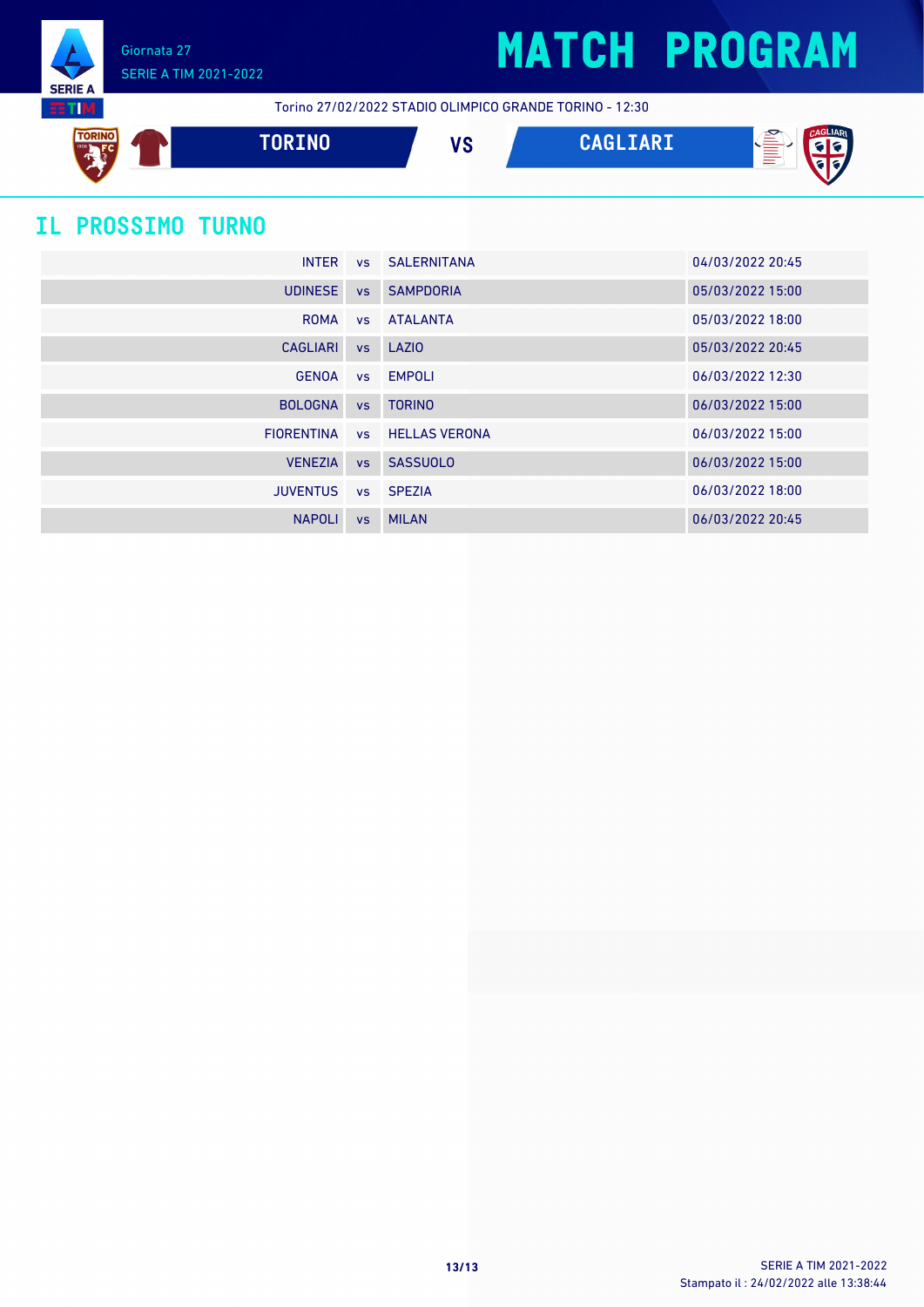Giornata 27
SERIE A TIM 2021-2022

# MATCH PROGRAM

Torino 27/02/2022 STADIO OLIMPICO GRANDE TORINO - 12:30

**TORINO** VS **CAGLIARI**

## IL PROSSIMO TURNO

| | | | |
|---|---|---|---|
| INTER | vs | SALERNITANA | 04/03/2022 20:45 |
| UDINESE | vs | SAMPDORIA | 05/03/2022 15:00 |
| ROMA | vs | ATALANTA | 05/03/2022 18:00 |
| CAGLIARI | vs | LAZIO | 05/03/2022 20:45 |
| GENOA | vs | EMPOLI | 06/03/2022 12:30 |
| BOLOGNA | vs | TORINO | 06/03/2022 15:00 |
| FIORENTINA | vs | HELLAS VERONA | 06/03/2022 15:00 |
| VENEZIA | vs | SASSUOLO | 06/03/2022 15:00 |
| JUVENTUS | vs | SPEZIA | 06/03/2022 18:00 |
| NAPOLI | vs | MILAN | 06/03/2022 20:45 |

SERIE A TIM 2021-2022
Stampato il : 24/02/2022 alle 13:38:44